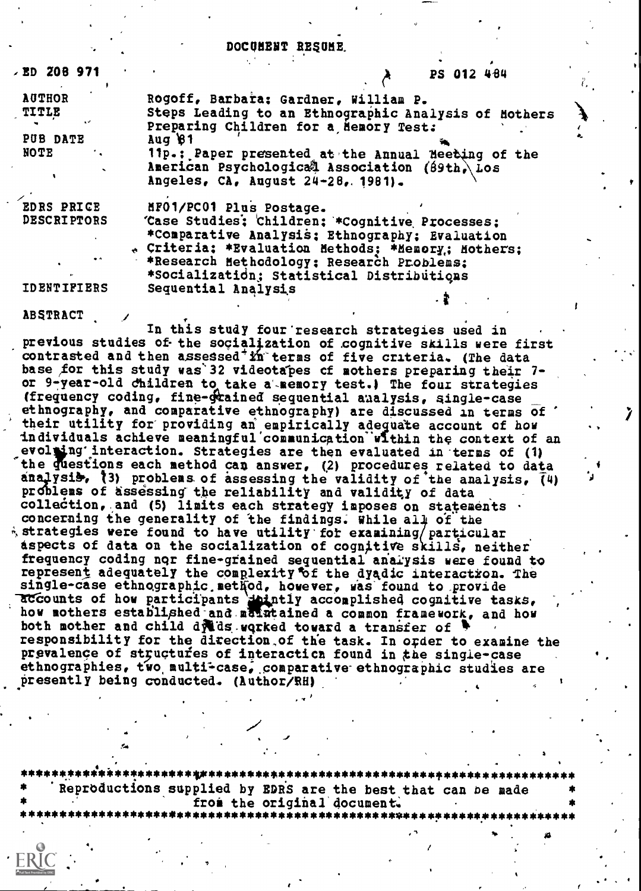DOCUMENT RESUME

| | |
|---|---|
| ED 208 971 | PS 012 484 |
| AUTHOR | Rogoff, Barbara; Gardner, William P. |
| TITLE | Steps Leading to an Ethnographic Analysis of Mothers Preparing Children for a Memory Test. |
| PUB DATE | Aug 81 |
| NOTE | 11p.; Paper presented at the Annual Meeting of the American Psychological Association (89th, Los Angeles, CA, August 24-28, 1981). |
| EDRS PRICE | MF01/PC01 Plus Postage. |
| DESCRIPTORS | Case Studies; Children; *Cognitive Processes; *Comparative Analysis; Ethnography; Evaluation Criteria; *Evaluation Methods; *Memory; Mothers; *Research Methodology; Research Problems; *Socialization; Statistical Distributions |
| IDENTIFIERS | Sequential Analysis |

ABSTRACT

In this study four research strategies used in previous studies of the socialization of cognitive skills were first contrasted and then assessed in terms of five criteria. (The data base for this study was 32 videotapes of mothers preparing their 7- or 9-year-old children to take a memory test.) The four strategies (frequency coding, fine-grained sequential analysis, single-case ethnography, and comparative ethnography) are discussed in terms of their utility for providing an empirically adequate account of how individuals achieve meaningful communication within the context of an evolving interaction. Strategies are then evaluated in terms of (1) the questions each method can answer, (2) procedures related to data analysis, (3) problems of assessing the validity of the analysis, (4) problems of assessing the reliability and validity of data collection, and (5) limits each strategy imposes on statements concerning the generality of the findings. While all of the strategies were found to have utility for examining particular aspects of data on the socialization of cognitive skills, neither frequency coding nor fine-grained sequential analysis were found to represent adequately the complexity of the dyadic interaction. The single-case ethnographic method, however, was found to provide accounts of how participants jointly accomplished cognitive tasks, how mothers established and maintained a common framework, and how both mother and child dyads worked toward a transfer of responsibility for the direction of the task. In order to examine the prevalence of structures of interaction found in the single-case ethnographies, two multi-case, comparative ethnographic studies are presently being conducted. (Author/RH)

***********************************************************************
* Reproductions supplied by EDRS are the best that can be made *
* from the original document. *
***********************************************************************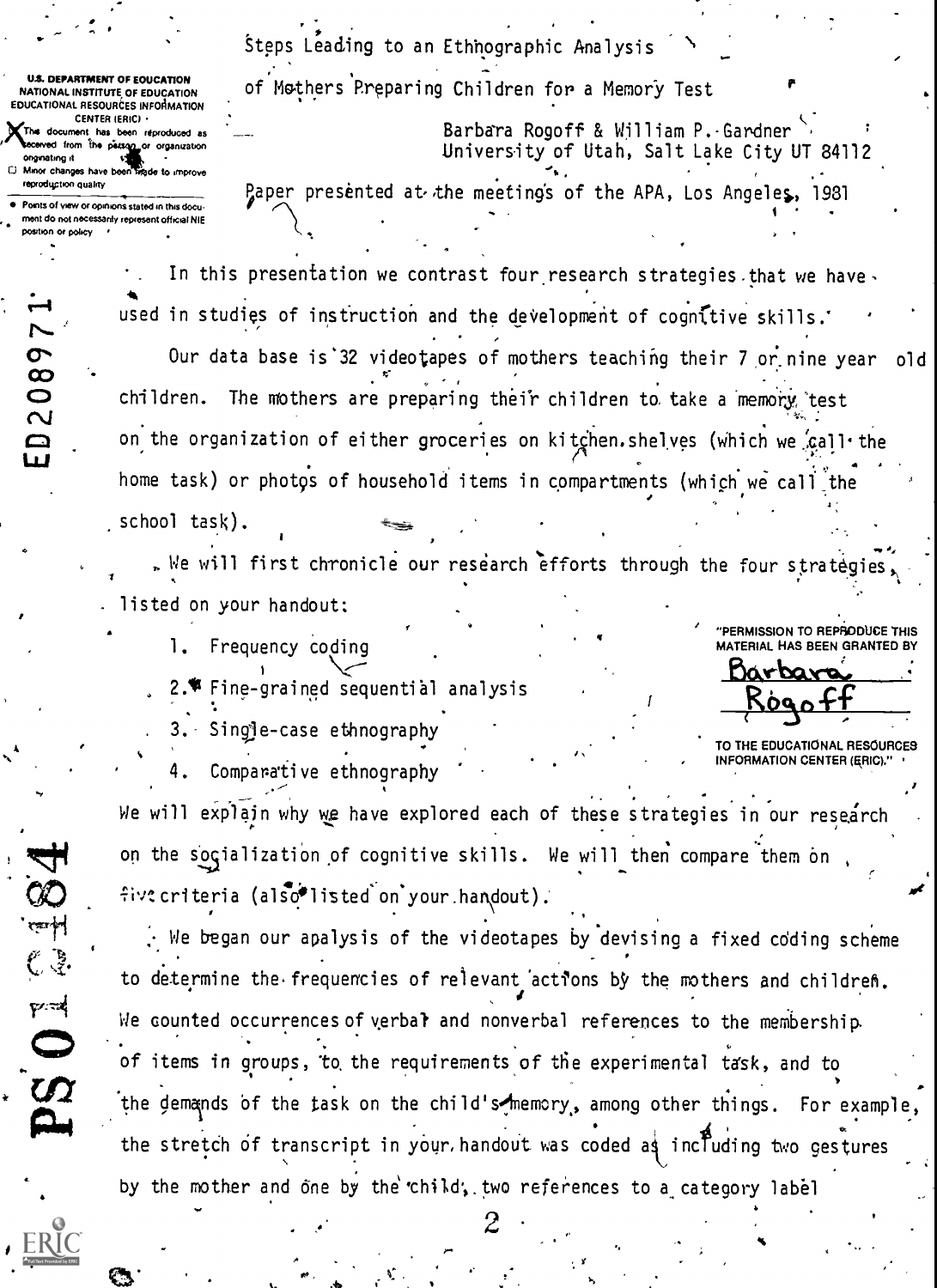# Steps Leading to an Ethnographic Analysis of Mothers Preparing Children for a Memory Test

Barbara Rogoff & William P. Gardner
University of Utah, Salt Lake City UT 84112

Paper presented at the meetings of the APA, Los Angeles, 1981

In this presentation we contrast four research strategies that we have used in studies of instruction and the development of cognitive skills.

Our data base is 32 videotapes of mothers teaching their 7 or nine year old children. The mothers are preparing their children to take a memory test on the organization of either groceries on kitchen shelves (which we call the home task) or photos of household items in compartments (which we call the school task).

We will first chronicle our research efforts through the four strategies listed on your handout:

1. Frequency coding
2. Fine-grained sequential analysis
3. Single-case ethnography
4. Comparative ethnography

We will explain why we have explored each of these strategies in our research on the socialization of cognitive skills. We will then compare them on five criteria (also listed on your handout).

We began our analysis of the videotapes by devising a fixed coding scheme to determine the frequencies of relevant actions by the mothers and children. We counted occurrences of verbal and nonverbal references to the membership of items in groups, to the requirements of the experimental task, and to the demands of the task on the child's memory, among other things. For example, the stretch of transcript in your handout was coded as including two gestures by the mother and one by the child, two references to a category label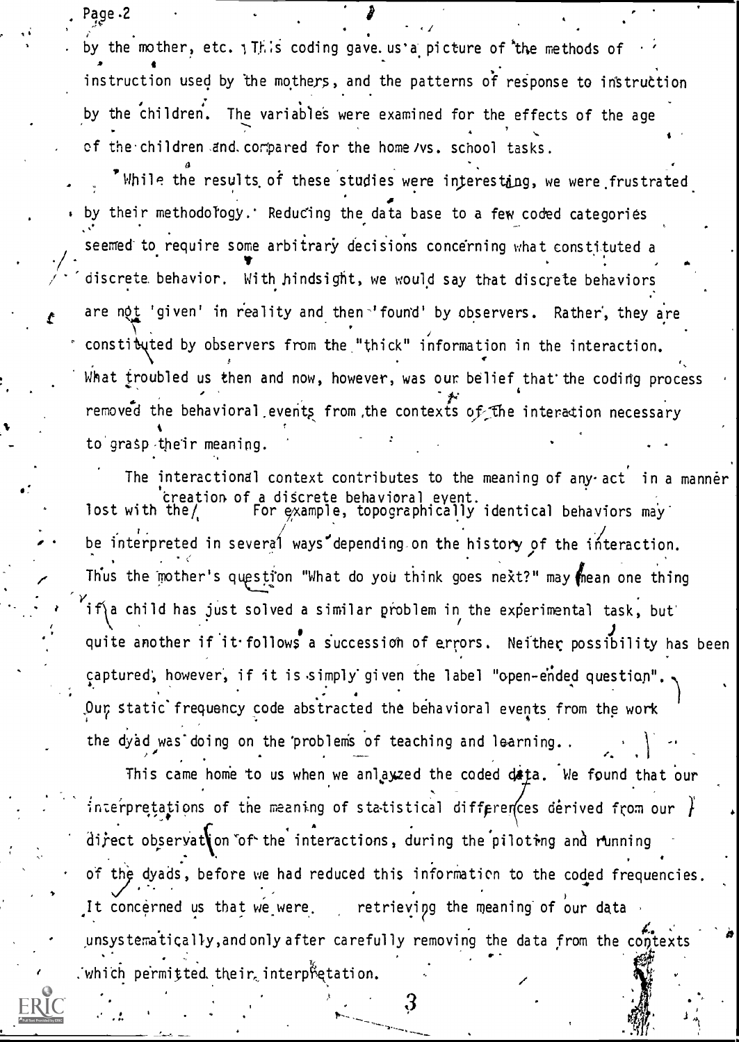by the mother, etc. This coding gave us a picture of the methods of instruction used by the mothers, and the patterns of response to instruction by the children. The variables were examined for the effects of the age of the children and compared for the home/vs. school tasks.

While the results of these studies were interesting, we were frustrated by their methodology. Reducing the data base to a few coded categories seemed to require some arbitrary decisions concerning what constituted a discrete behavior. With hindsight, we would say that discrete behaviors are not 'given' in reality and then 'found' by observers. Rather, they are constituted by observers from the "thick" information in the interaction. What troubled us then and now, however, was our belief that the coding process removed the behavioral events from the contexts of the interaction necessary to grasp their meaning.

The interactional context contributes to the meaning of any act in a manner lost with the creation of a discrete behavioral event. For example, topographically identical behaviors may be interpreted in several ways depending on the history of the interaction. Thus the mother's question "What do you think goes next?" may mean one thing if a child has just solved a similar problem in the experimental task, but quite another if it follows a succession of errors. Neither possibility has been captured, however, if it is simply given the label "open-ended question". Our static frequency code abstracted the behavioral events from the work the dyad was doing on the problems of teaching and learning.

This came home to us when we anlayzed the coded data. We found that our interpretations of the meaning of statistical differences derived from our direct observation of the interactions, during the piloting and running of the dyads, before we had reduced this information to the coded frequencies. It concerned us that we were retrieving the meaning of our data unsystematically, and only after carefully removing the data from the contexts which permitted their interpretation.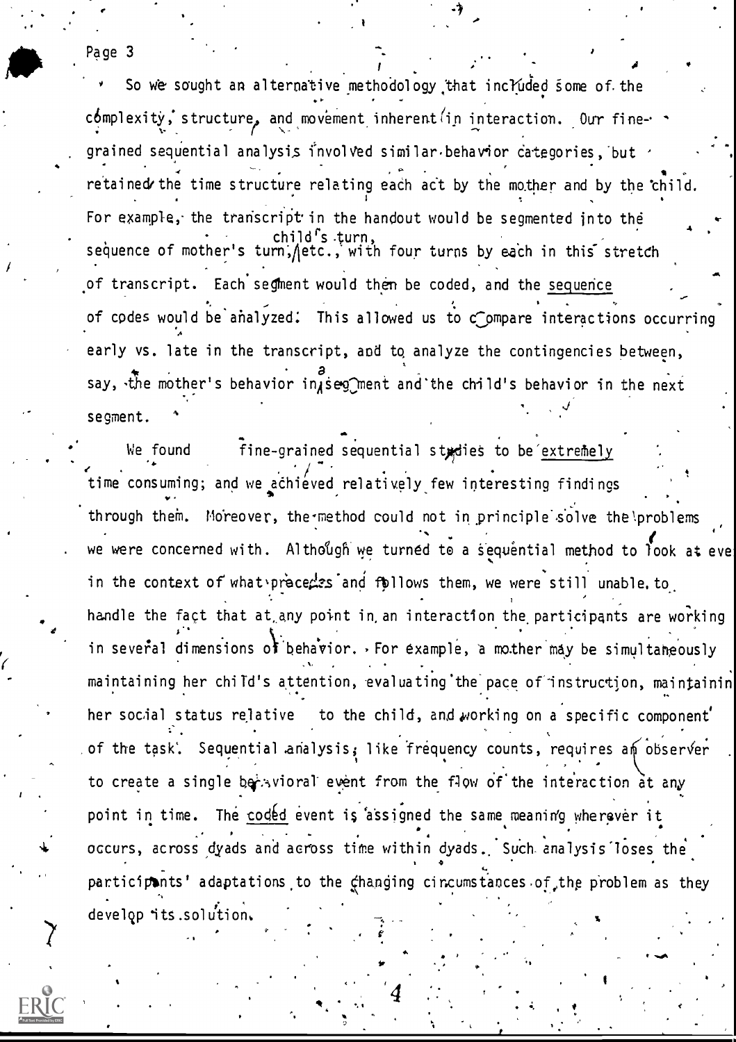So we sought an alternative methodology that included some of the complexity, structure, and movement inherent in interaction. Our fine-grained sequential analysis involved similar behavior categories, but retained the time structure relating each act by the mother and by the child. For example, the transcript in the handout would be segmented into the sequence of mother's turn, child's turn, etc., with four turns by each in this stretch of transcript. Each segment would then be coded, and the sequence of codes would be analyzed. This allowed us to compare interactions occurring early vs. late in the transcript, and to analyze the contingencies between, say, the mother's behavior in a segment and the child's behavior in the next segment.

We found fine-grained sequential studies to be extremely time consuming; and we achieved relatively few interesting findings through them. Moreover, the method could not in principle solve the problems we were concerned with. Although we turned to a sequential method to look at eve in the context of what precedes and follows them, we were still unable to handle the fact that at any point in an interaction the participants are working in several dimensions of behavior. For example, a mother may be simultaneously maintaining her child's attention, evaluating the pace of instruction, maintainin her social status relative to the child, and working on a specific component of the task. Sequential analysis, like frequency counts, requires an observer to create a single behavioral event from the flow of the interaction at any point in time. The coded event is assigned the same meaning wherever it occurs, across dyads and across time within dyads. Such analysis loses the participants' adaptations to the changing circumstances of the problem as they develop its solution.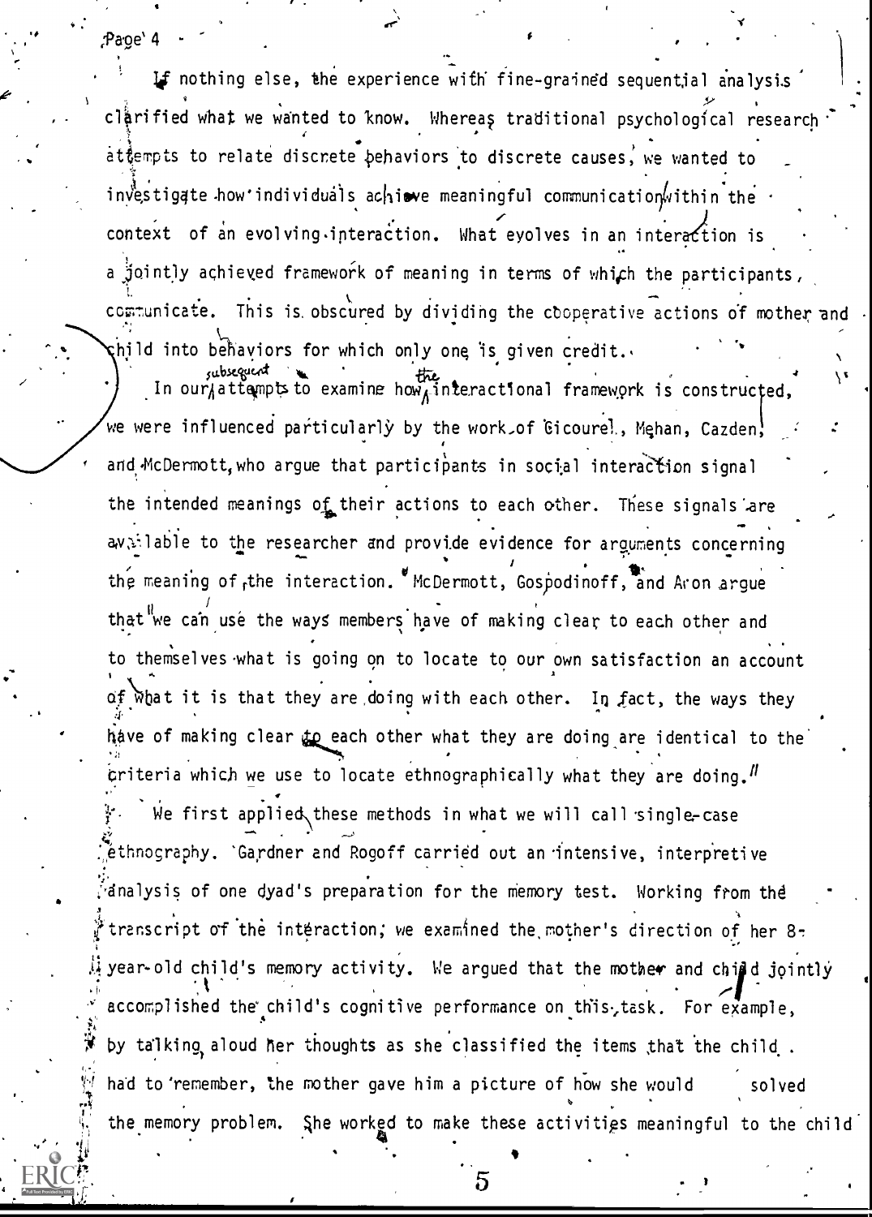If nothing else, the experience with fine-grained sequential analysis clarified what we wanted to know. Whereas traditional psychological research attempts to relate discrete behaviors to discrete causes, we wanted to investigate how individuals achieve meaningful communication within the context of an evolving interaction. What evolves in an interaction is a jointly achieved framework of meaning in terms of which the participants communicate. This is obscured by dividing the cooperative actions of mother and child into behaviors for which only one is given credit.

In our subsequent attempts to examine how the interactional framework is constructed, we were influenced particularly by the work of Cicourel, Mehan, Cazden, and McDermott, who argue that participants in social interaction signal the intended meanings of their actions to each other. These signals are available to the researcher and provide evidence for arguments concerning the meaning of the interaction. McDermott, Gospodinoff, and Aron argue that "we can use the ways members have of making clear to each other and to themselves what is going on to locate to our own satisfaction an account of what it is that they are doing with each other. In fact, the ways they have of making clear to each other what they are doing are identical to the criteria which we use to locate ethnographically what they are doing."

We first applied these methods in what we will call single-case ethnography. Gardner and Rogoff carried out an intensive, interpretive analysis of one dyad's preparation for the memory test. Working from the transcript of the interaction, we examined the mother's direction of her 8-year-old child's memory activity. We argued that the mother and child jointly accomplished the child's cognitive performance on this task. For example, by talking aloud her thoughts as she classified the items that the child had to remember, the mother gave him a picture of how she would solved the memory problem. She worked to make these activities meaningful to the child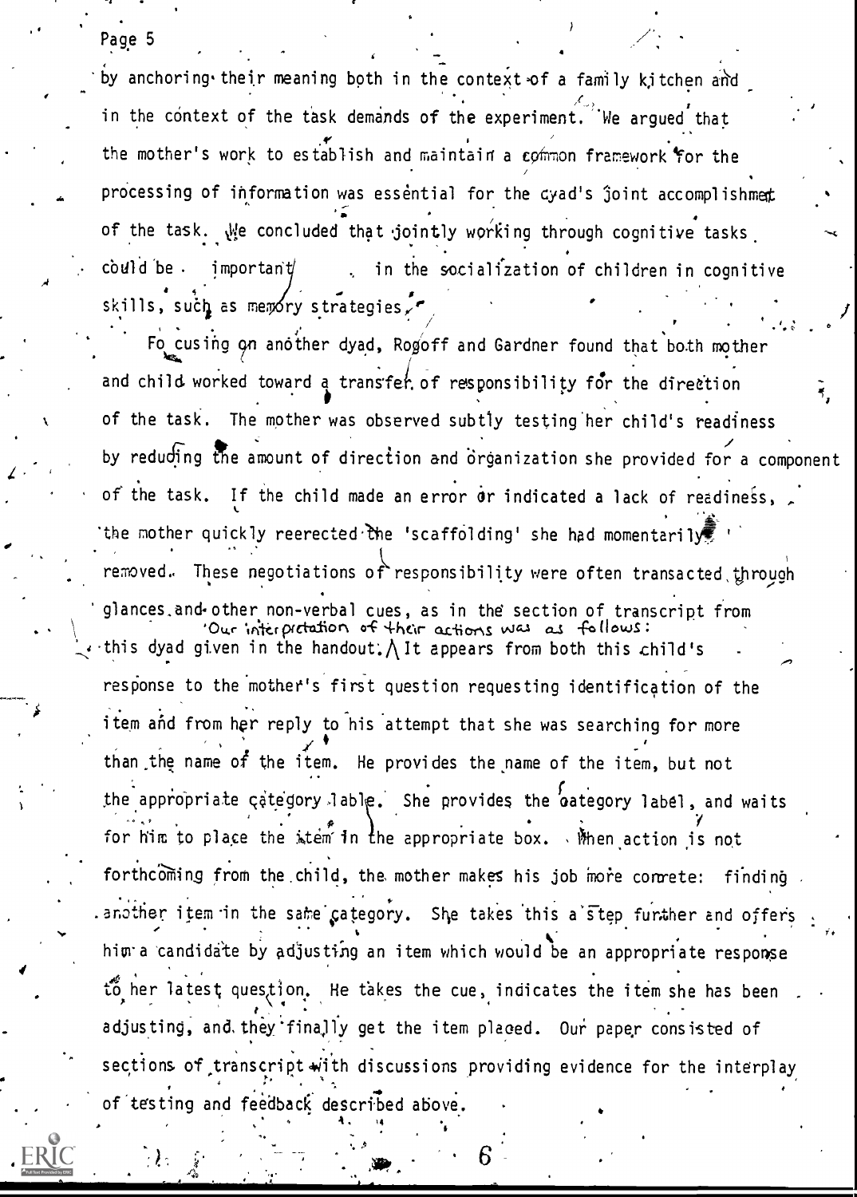by anchoring their meaning both in the context of a family kitchen and in the context of the task demands of the experiment. We argued that the mother's work to establish and maintain a common framework for the processing of information was essential for the dyad's joint accomplishment of the task. We concluded that jointly working through cognitive tasks could be important in the socialization of children in cognitive skills, such as memory strategies.

Focusing on another dyad, Rogoff and Gardner found that both mother and child worked toward a transfer of responsibility for the direction of the task. The mother was observed subtly testing her child's readiness by reducing the amount of direction and organization she provided for a component of the task. If the child made an error or indicated a lack of readiness, the mother quickly reerected the 'scaffolding' she had momentarily removed. These negotiations of responsibility were often transacted through glances and other non-verbal cues, as in the section of transcript from this dyad given in the handout. Our interpretation of their actions was as follows: It appears from both this child's response to the mother's first question requesting identification of the item and from her reply to his attempt that she was searching for more than the name of the item. He provides the name of the item, but not the appropriate category lable. She provides the category label, and waits for him to place the item in the appropriate box. When action is not forthcoming from the child, the mother makes his job more concrete: finding another item in the same category. She takes this a step further and offers him a candidate by adjusting an item which would be an appropriate response to her latest question. He takes the cue, indicates the item she has been adjusting, and they finally get the item placed. Our paper consisted of sections of transcript with discussions providing evidence for the interplay of testing and feedback described above.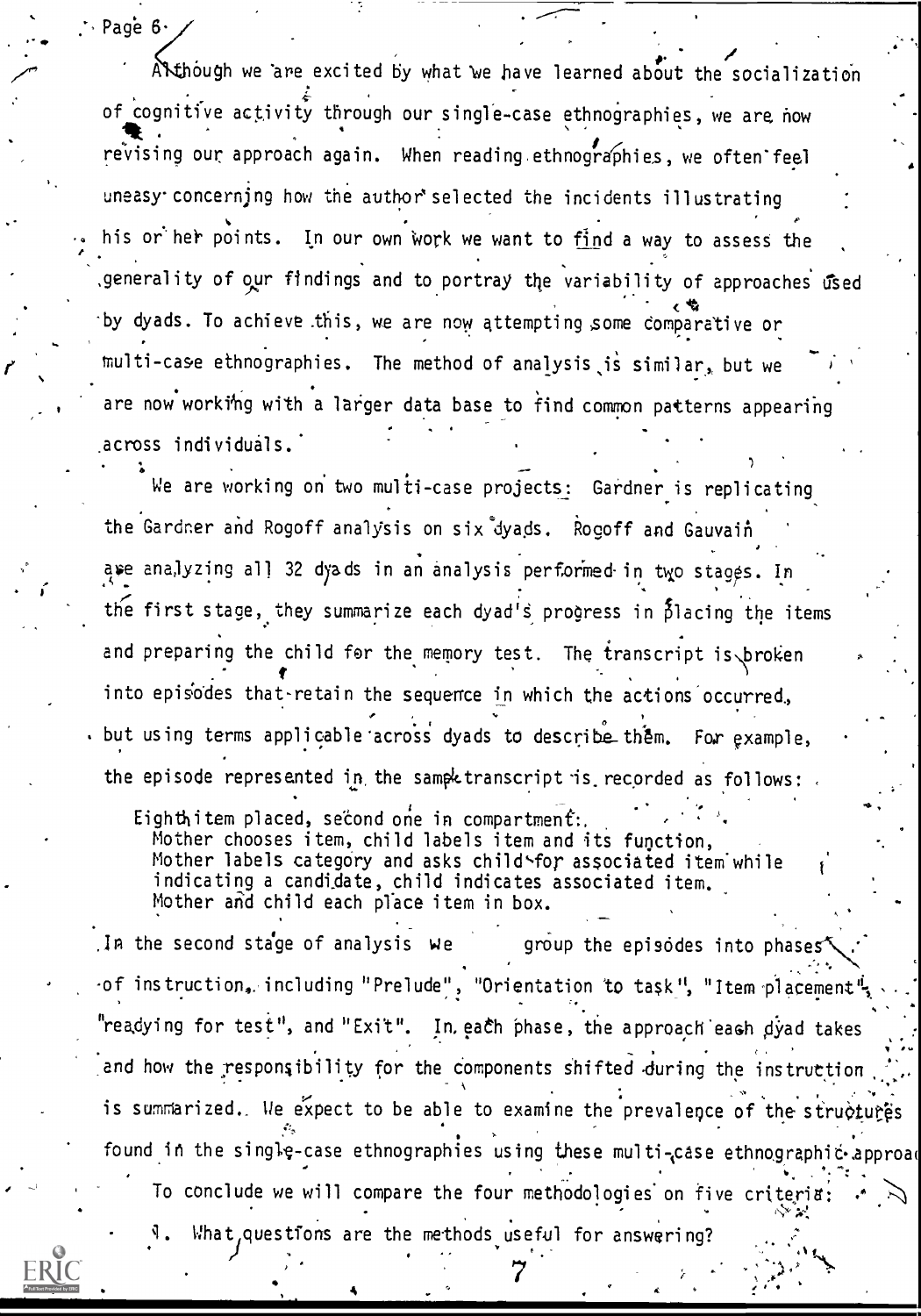Although we are excited by what we have learned about the socialization of cognitive activity through our single-case ethnographies, we are now revising our approach again. When reading ethnographies, we often feel uneasy concerning how the author selected the incidents illustrating his or her points. In our own work we want to find a way to assess the generality of our findings and to portray the variability of approaches used by dyads. To achieve this, we are now attempting some comparative or multi-case ethnographies. The method of analysis is similar, but we are now working with a larger data base to find common patterns appearing across individuals.

We are working on two multi-case projects: Gardner is replicating the Gardner and Rogoff analysis on six dyads. Rogoff and Gauvain are analyzing all 32 dyads in an analysis performed in two stages. In the first stage, they summarize each dyad's progress in placing the items and preparing the child for the memory test. The transcript is broken into episodes that retain the sequence in which the actions occurred, but using terms applicable across dyads to describe them. For example, the episode represented in the sample transcript is recorded as follows:

> Eighth item placed, second one in compartment:
> Mother chooses item, child labels item and its function,
> Mother labels category and asks child for associated item while indicating a candidate, child indicates associated item.
> Mother and child each place item in box.

In the second stage of analysis we group the episodes into phases of instruction, including "Prelude", "Orientation to task", "Item placement", "readying for test", and "Exit". In each phase, the approach each dyad takes and how the responsibility for the components shifted during the instruction is summarized. We expect to be able to examine the prevalence of the structures found in the single-case ethnographies using these multi-case ethnographic approach.

To conclude we will compare the four methodologies on five criteria:

1. What questions are the methods useful for answering?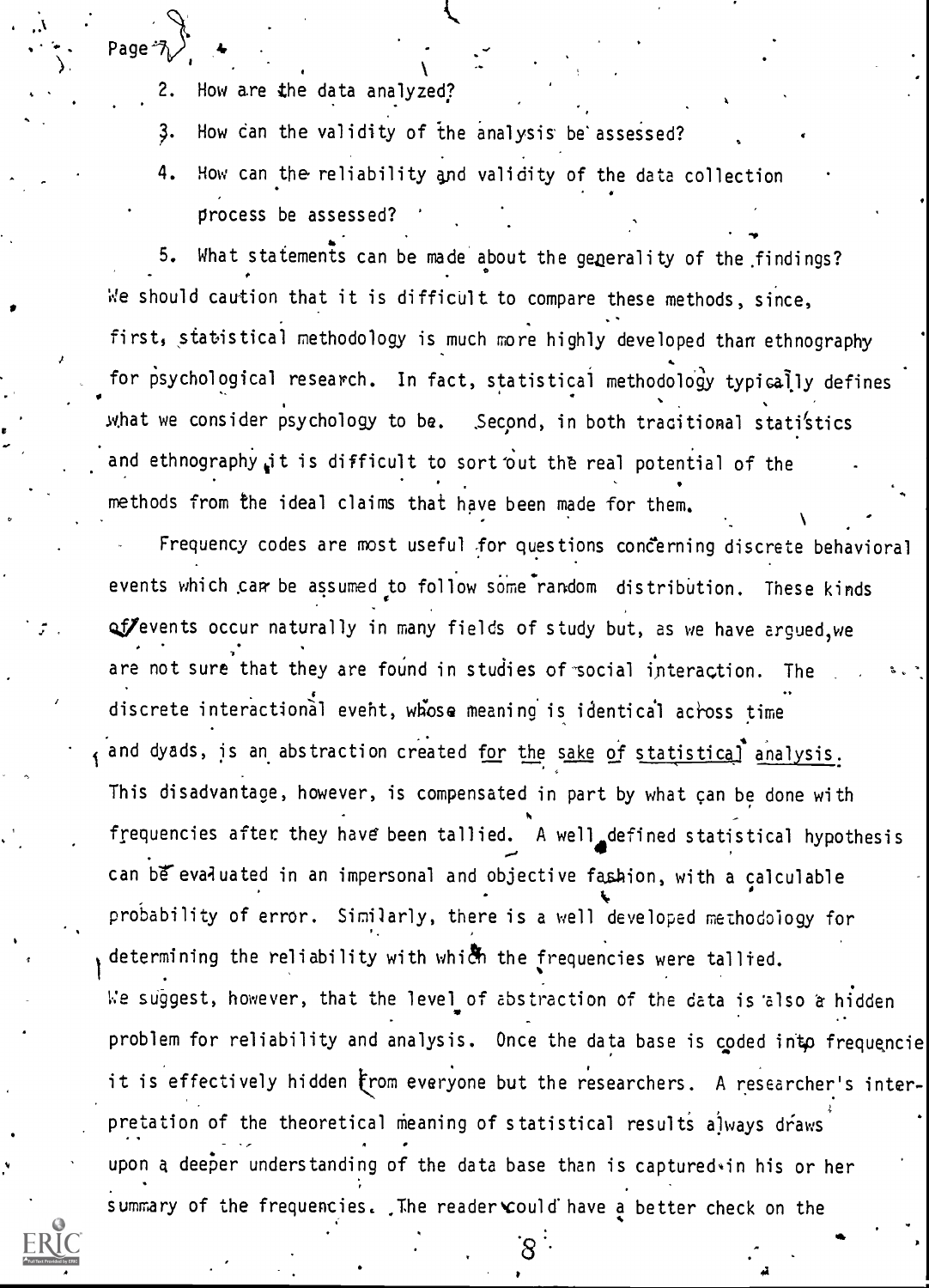2. How are the data analyzed?
3. How can the validity of the analysis be assessed?
4. How can the reliability and validity of the data collection process be assessed?
5. What statements can be made about the generality of the findings?

We should caution that it is difficult to compare these methods, since, first, statistical methodology is much more highly developed than ethnography for psychological research. In fact, statistical methodology typically defines what we consider psychology to be. Second, in both traditional statistics and ethnography it is difficult to sort out the real potential of the methods from the ideal claims that have been made for them.

Frequency codes are most useful for questions concerning discrete behavioral events which can be assumed to follow some random distribution. These kinds of events occur naturally in many fields of study but, as we have argued, we are not sure that they are found in studies of social interaction. The discrete interactional event, whose meaning is identical across time and dyads, is an abstraction created for the sake of statistical analysis. This disadvantage, however, is compensated in part by what can be done with frequencies after they have been tallied. A well defined statistical hypothesis can be evaluated in an impersonal and objective fashion, with a calculable probability of error. Similarly, there is a well developed methodology for determining the reliability with which the frequencies were tallied. We suggest, however, that the level of abstraction of the data is also a hidden problem for reliability and analysis. Once the data base is coded into frequencies it is effectively hidden from everyone but the researchers. A researcher's interpretation of the theoretical meaning of statistical results always draws upon a deeper understanding of the data base than is captured in his or her summary of the frequencies. The reader could have a better check on the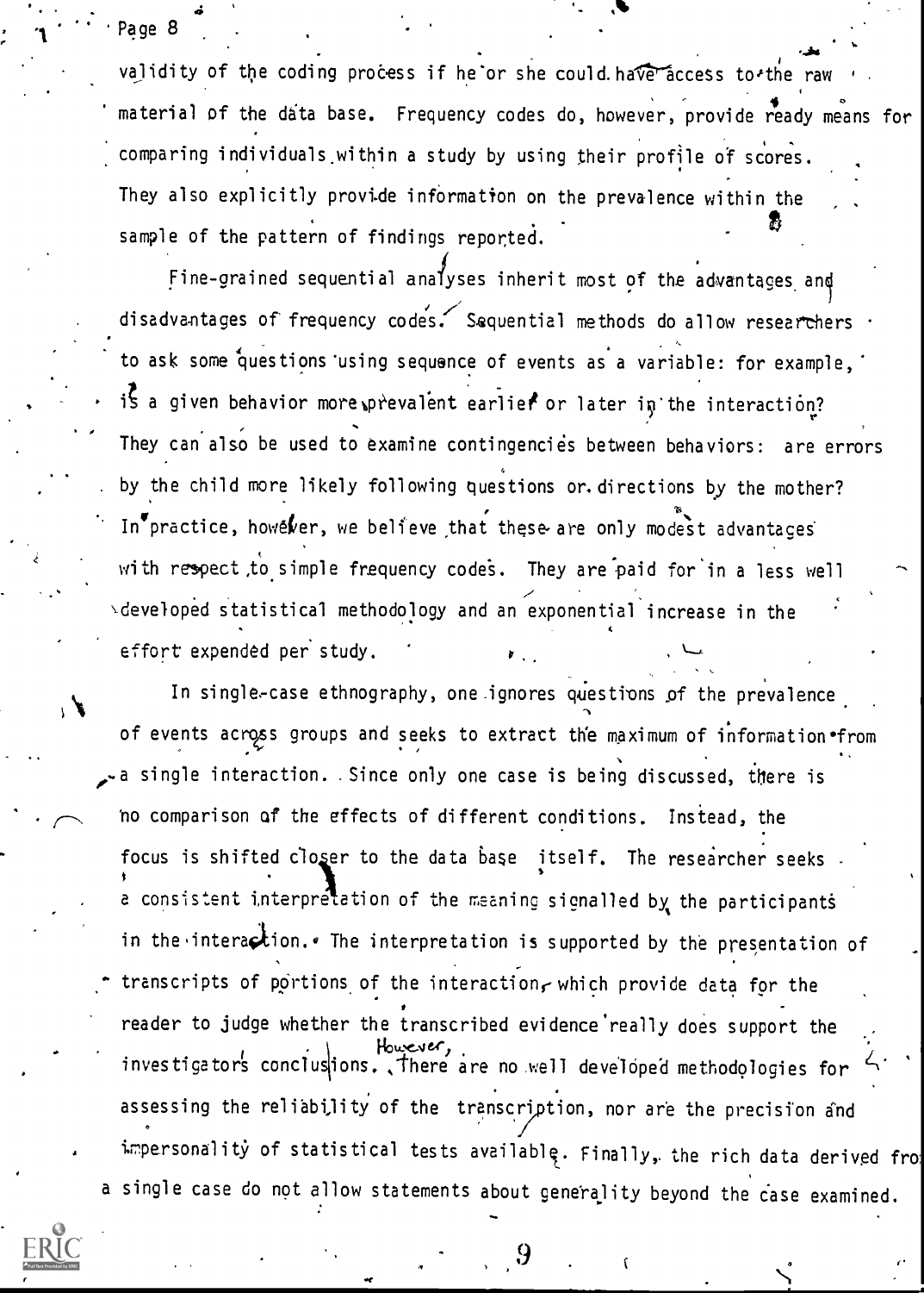validity of the coding process if he or she could have access to the raw material of the data base. Frequency codes do, however, provide ready means for comparing individuals within a study by using their profile of scores. They also explicitly provide information on the prevalence within the sample of the pattern of findings reported.

Fine-grained sequential analyses inherit most of the advantages and disadvantages of frequency codes. Sequential methods do allow researchers to ask some questions using sequence of events as a variable: for example, is a given behavior more prevalent earlier or later in the interaction? They can also be used to examine contingencies between behaviors: are errors by the child more likely following questions or directions by the mother? In practice, however, we believe that these are only modest advantages with respect to simple frequency codes. They are paid for in a less well developed statistical methodology and an exponential increase in the effort expended per study.

In single-case ethnography, one ignores questions of the prevalence of events across groups and seeks to extract the maximum of information from a single interaction. Since only one case is being discussed, there is no comparison of the effects of different conditions. Instead, the focus is shifted closer to the data base itself. The researcher seeks a consistent interpretation of the meaning signalled by the participants in the interaction. The interpretation is supported by the presentation of transcripts of portions of the interaction, which provide data for the reader to judge whether the transcribed evidence really does support the investigators conclusions. However, there are no well developed methodologies for assessing the reliability of the transcription, nor are the precision and impersonality of statistical tests available. Finally, the rich data derived from a single case do not allow statements about generality beyond the case examined.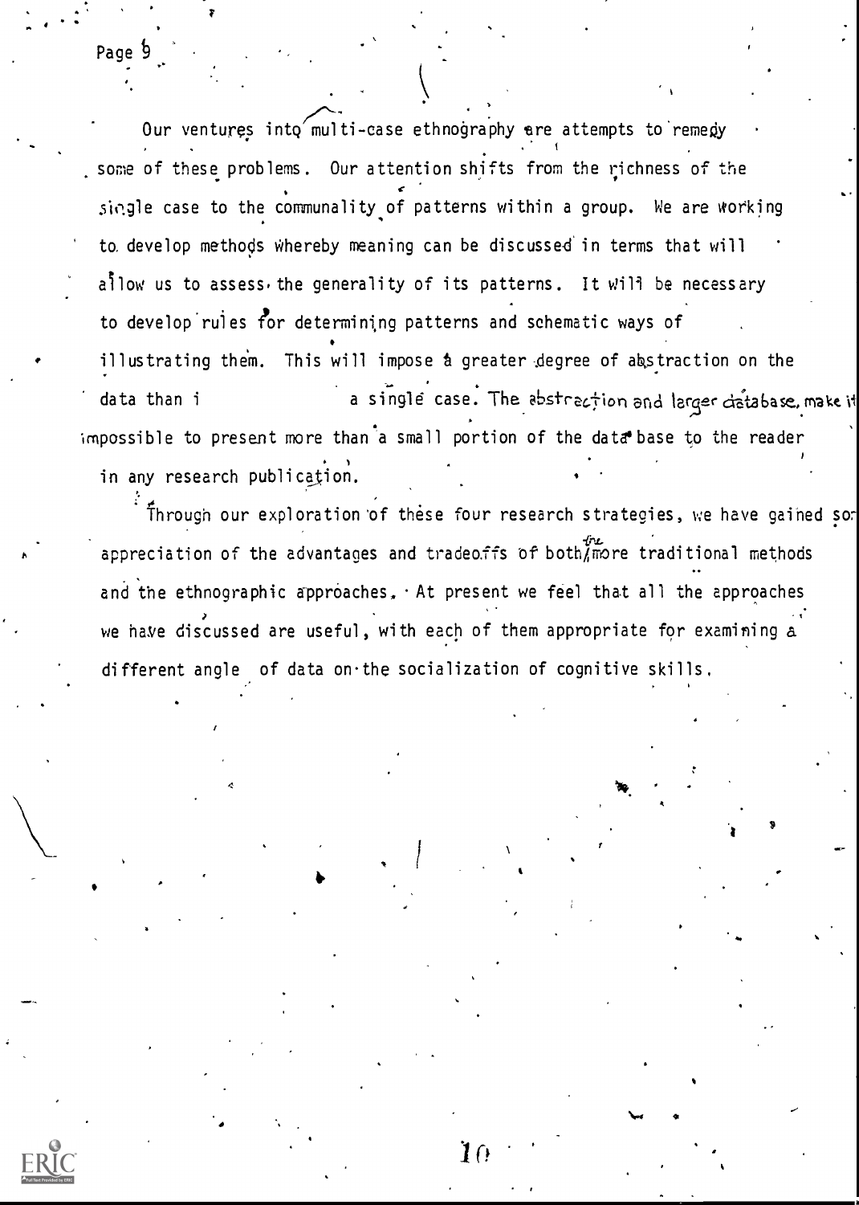Our ventures into multi-case ethnography are attempts to remedy some of these problems. Our attention shifts from the richness of the single case to the communality of patterns within a group. We are working to develop methods whereby meaning can be discussed in terms that will allow us to assess the generality of its patterns. It will be necessary to develop rules for determining patterns and schematic ways of illustrating them. This will impose a greater degree of abstraction on the data than i a single case. The abstraction and larger database make it impossible to present more than a small portion of the data base to the reader in any research publication.

Through our exploration of these four research strategies, we have gained so appreciation of the advantages and tradeoffs of both the more traditional methods and the ethnographic approaches. At present we feel that all the approaches we have discussed are useful, with each of them appropriate for examining a different angle of data on the socialization of cognitive skills.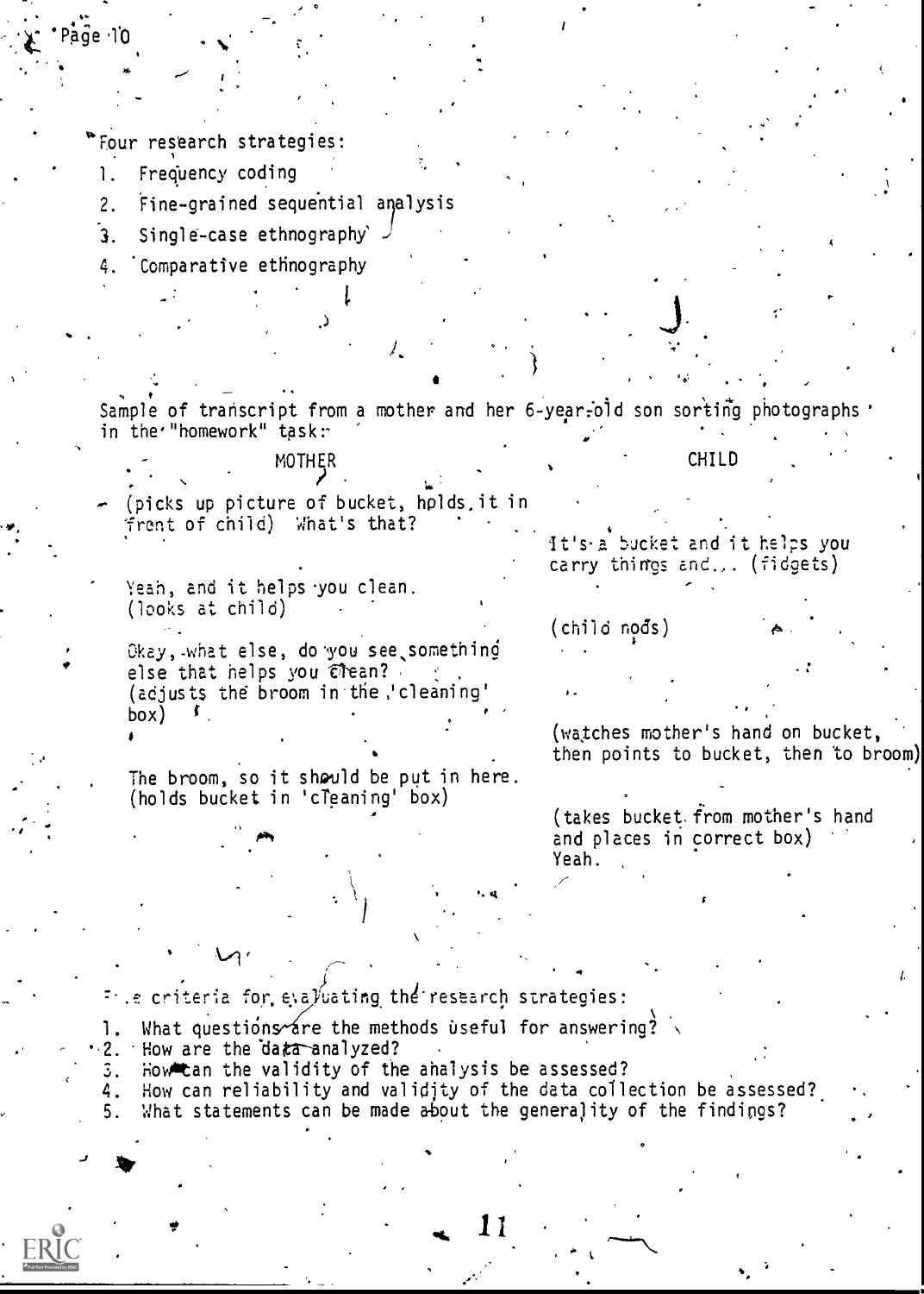Four research strategies:

1. Frequency coding
2. Fine-grained sequential analysis
3. Single-case ethnography
4. Comparative ethnography

Sample of transcript from a mother and her 6-year-old son sorting photographs in the "homework" task:

| MOTHER | CHILD |
|---|---|
| (picks up picture of bucket, holds it in front of child) What's that? | |
| | It's a bucket and it helps you carry things and... (fidgets) |
| Yeah, and it helps you clean. (looks at child) | |
| | (child nods) |
| Okay, what else, do you see something else that helps you clean? (adjusts the broom in the 'cleaning' box) | |
| | (watches mother's hand on bucket, then points to bucket, then to broom) |
| The broom, so it should be put in here. (holds bucket in 'cleaning' box) | |
| | (takes bucket from mother's hand and places in correct box) Yeah. |

Five criteria for evaluating the research strategies:

1. What questions are the methods useful for answering?
2. How are the data analyzed?
3. How can the validity of the analysis be assessed?
4. How can reliability and validity of the data collection be assessed?
5. What statements can be made about the generality of the findings?